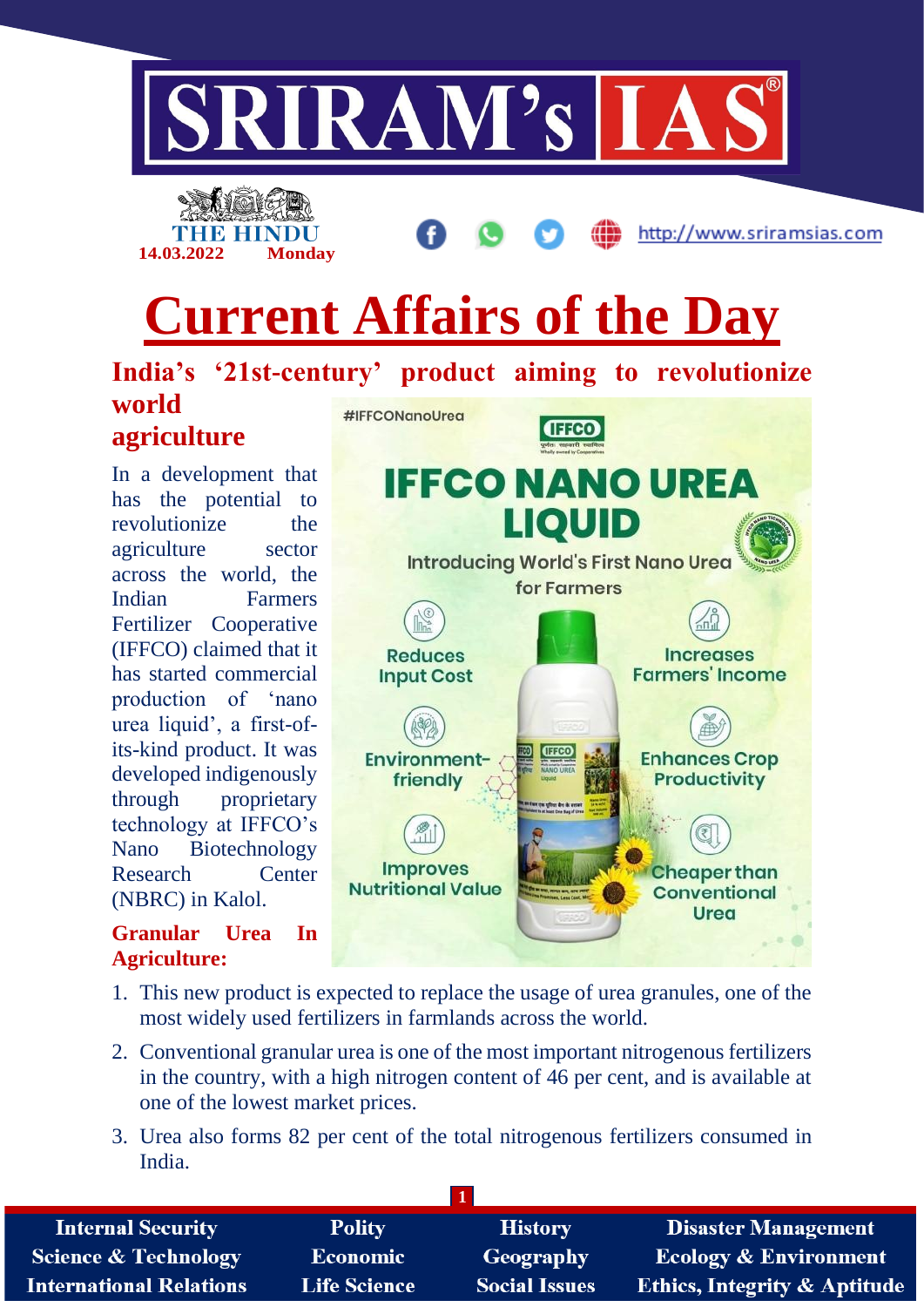# Current Affairs of the Day

## India's '21st-century' product aiming to revolutionize world agriculture

In a development that has the potential to revolutionize the agriculture sector across the world, the Indian Farmers Fertilizer Cooperative (IFFCO) claimed that it has started commercial production of 'nano urea liquid', a first-of-its-kind product. It was developed indigenously through proprietary technology at IFFCO's Nano Biotechnology Research Center (NBRC) in Kalol.

### Granular Urea In Agriculture:

1. This new product is expected to replace the usage of urea granules, one of the most widely used fertilizers in farmlands across the world.
2. Conventional granular urea is one of the most important nitrogenous fertilizers in the country, with a high nitrogen content of 46 per cent, and is available at one of the lowest market prices.
3. Urea also forms 82 per cent of the total nitrogenous fertilizers consumed in India.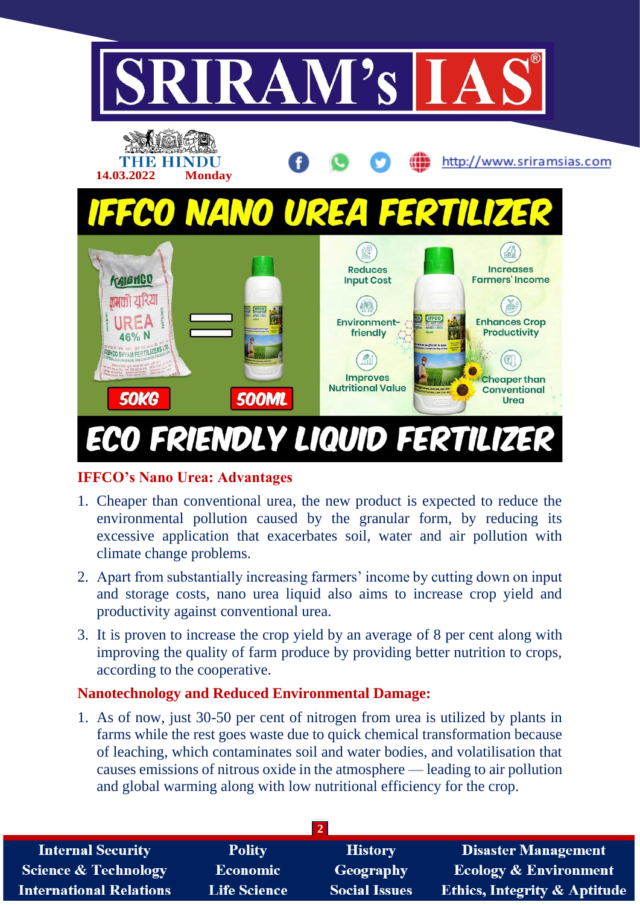# IFFCO NANO UREA FERTILIZER

50KG = 500ML

Reduces Input Cost

Increases Farmers' Income

Environment-friendly

Enhances Crop Productivity

Improves Nutritional Value

Cheaper than Conventional Urea

# ECO FRIENDLY LIQUID FERTILIZER

### IFFCO's Nano Urea: Advantages

1. Cheaper than conventional urea, the new product is expected to reduce the environmental pollution caused by the granular form, by reducing its excessive application that exacerbates soil, water and air pollution with climate change problems.
2. Apart from substantially increasing farmers' income by cutting down on input and storage costs, nano urea liquid also aims to increase crop yield and productivity against conventional urea.
3. It is proven to increase the crop yield by an average of 8 per cent along with improving the quality of farm produce by providing better nutrition to crops, according to the cooperative.

### Nanotechnology and Reduced Environmental Damage:

1. As of now, just 30-50 per cent of nitrogen from urea is utilized by plants in farms while the rest goes waste due to quick chemical transformation because of leaching, which contaminates soil and water bodies, and volatilisation that causes emissions of nitrous oxide in the atmosphere — leading to air pollution and global warming along with low nutritional efficiency for the crop.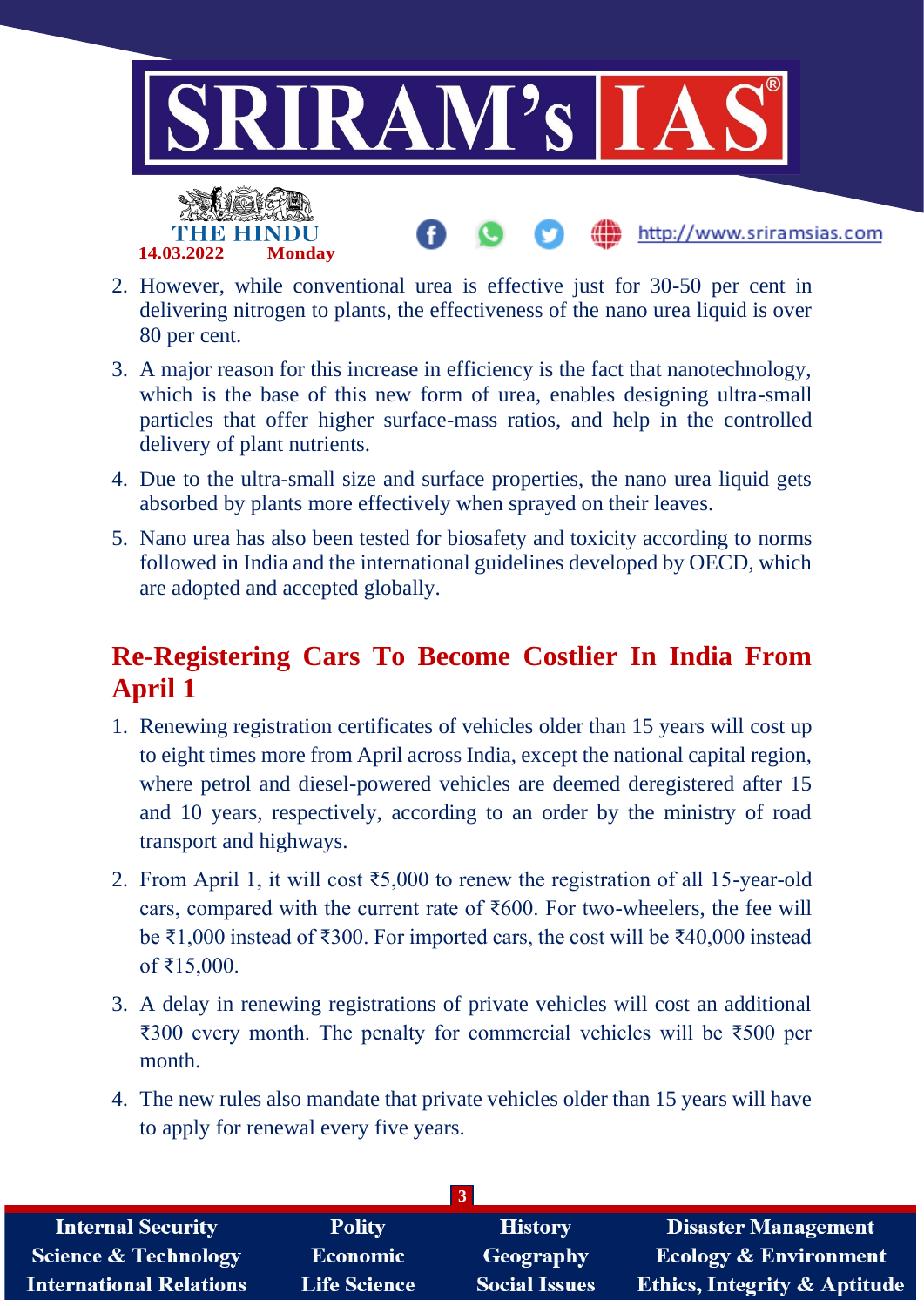2. However, while conventional urea is effective just for 30-50 per cent in delivering nitrogen to plants, the effectiveness of the nano urea liquid is over 80 per cent.
3. A major reason for this increase in efficiency is the fact that nanotechnology, which is the base of this new form of urea, enables designing ultra-small particles that offer higher surface-mass ratios, and help in the controlled delivery of plant nutrients.
4. Due to the ultra-small size and surface properties, the nano urea liquid gets absorbed by plants more effectively when sprayed on their leaves.
5. Nano urea has also been tested for biosafety and toxicity according to norms followed in India and the international guidelines developed by OECD, which are adopted and accepted globally.

## Re-Registering Cars To Become Costlier In India From April 1

1. Renewing registration certificates of vehicles older than 15 years will cost up to eight times more from April across India, except the national capital region, where petrol and diesel-powered vehicles are deemed deregistered after 15 and 10 years, respectively, according to an order by the ministry of road transport and highways.
2. From April 1, it will cost ₹5,000 to renew the registration of all 15-year-old cars, compared with the current rate of ₹600. For two-wheelers, the fee will be ₹1,000 instead of ₹300. For imported cars, the cost will be ₹40,000 instead of ₹15,000.
3. A delay in renewing registrations of private vehicles will cost an additional ₹300 every month. The penalty for commercial vehicles will be ₹500 per month.
4. The new rules also mandate that private vehicles older than 15 years will have to apply for renewal every five years.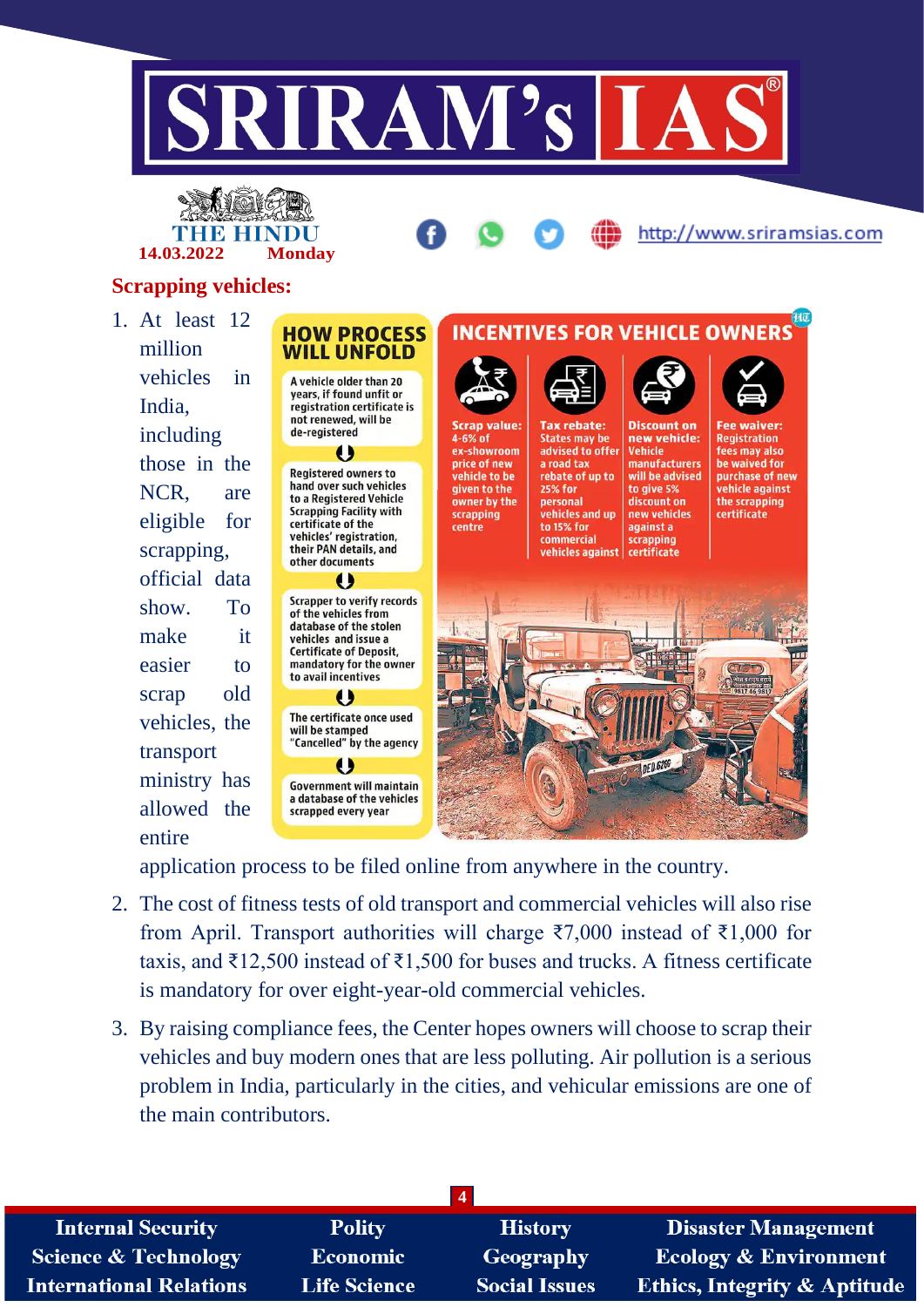## Scrapping vehicles:

1. At least 12 million vehicles in India, including those in the NCR, are eligible for scrapping, official data show. To make it easier to scrap old vehicles, the transport ministry has allowed the entire application process to be filed online from anywhere in the country.

**HOW PROCESS WILL UNFOLD**

A vehicle older than 20 years, if found unfit or registration certificate is not renewed, will be de-registered

↓

Registered owners to hand over such vehicles to a Registered Vehicle Scrapping Facility with certificate of the vehicles' registration, their PAN details, and other documents

↓

Scrapper to verify records of the vehicles from database of the stolen vehicles and issue a Certificate of Deposit, mandatory for the owner to avail incentives

↓

The certificate once used will be stamped "Cancelled" by the agency

↓

Government will maintain a database of the vehicles scrapped every year

**INCENTIVES FOR VEHICLE OWNERS**

- **Scrap value:** 4-6% of ex-showroom price of new vehicle to be given to the owner by the scrapping centre
- **Tax rebate:** States may be advised to offer a road tax rebate of up to 25% for personal vehicles and up to 15% for commercial vehicles against
- **Discount on new vehicle:** Vehicle manufacturers will be advised to give 5% discount on new vehicles against a scrapping certificate
- **Fee waiver:** Registration fees may also be waived for purchase of new vehicle against the scrapping certificate

2. The cost of fitness tests of old transport and commercial vehicles will also rise from April. Transport authorities will charge ₹7,000 instead of ₹1,000 for taxis, and ₹12,500 instead of ₹1,500 for buses and trucks. A fitness certificate is mandatory for over eight-year-old commercial vehicles.

3. By raising compliance fees, the Center hopes owners will choose to scrap their vehicles and buy modern ones that are less polluting. Air pollution is a serious problem in India, particularly in the cities, and vehicular emissions are one of the main contributors.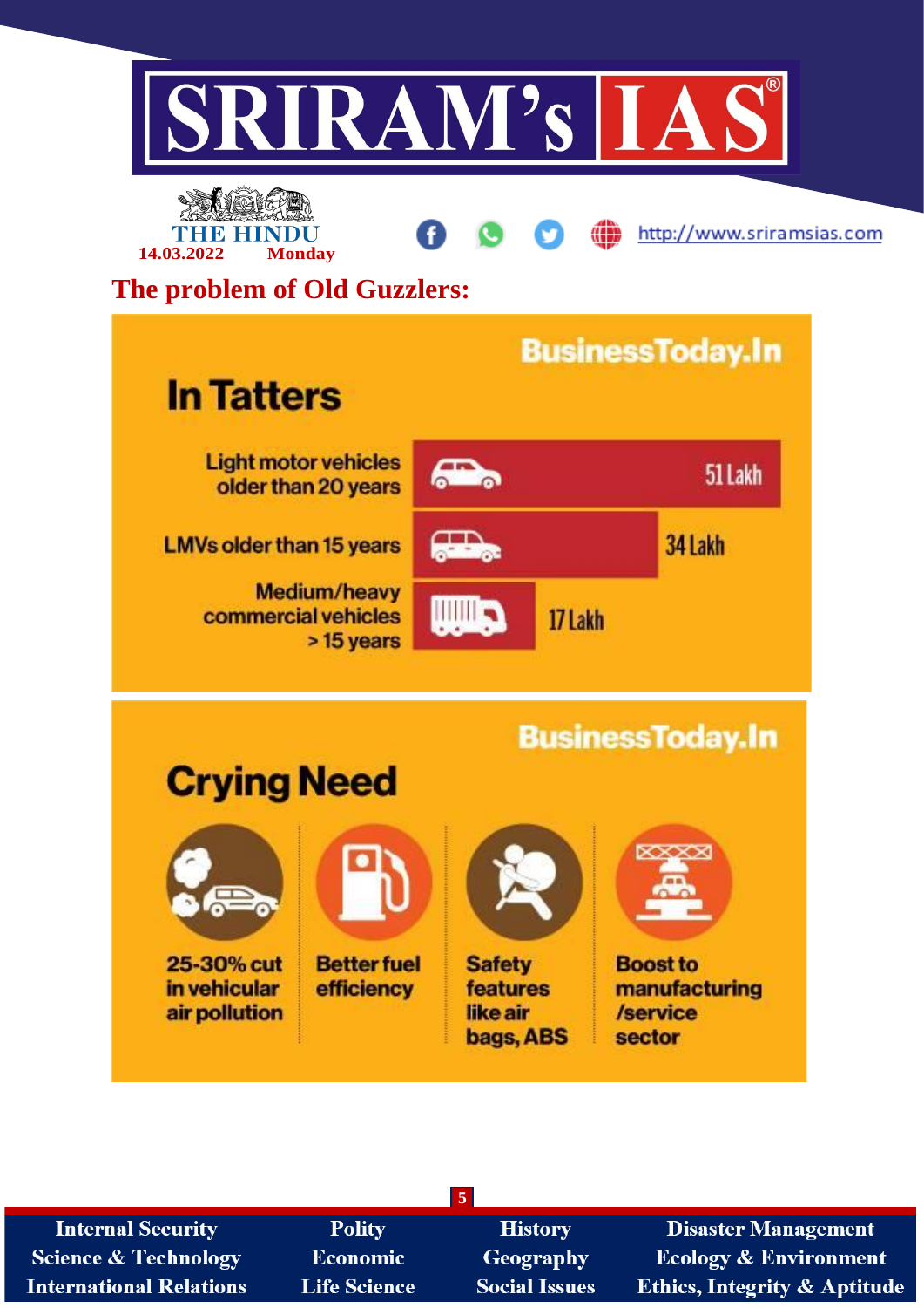## The problem of Old Guzzlers:

### In Tatters

BusinessToday.In

| Category | Number |
|---|---|
| Light motor vehicles older than 20 years | 51 Lakh |
| LMVs older than 15 years | 34 Lakh |
| Medium/heavy commercial vehicles > 15 years | 17 Lakh |

### Crying Need

BusinessToday.In

- 25-30% cut in vehicular air pollution
- Better fuel efficiency
- Safety features like air bags, ABS
- Boost to manufacturing /service sector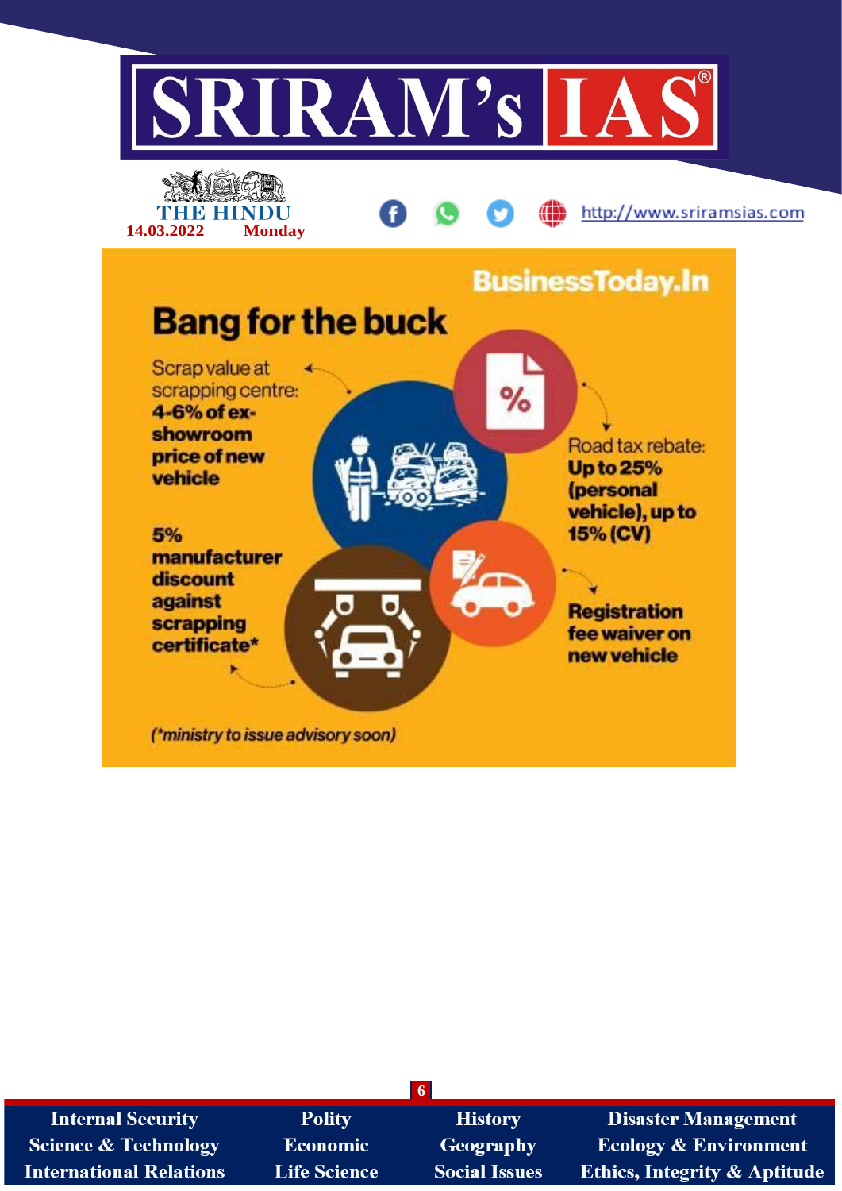BusinessToday.In

## Bang for the buck

Scrap value at scrapping centre: **4-6% of ex-showroom price of new vehicle**

Road tax rebate: **Up to 25% (personal vehicle), up to 15% (CV)**

**5% manufacturer discount against scrapping certificate***

**Registration fee waiver on new vehicle**

*(*ministry to issue advisory soon)*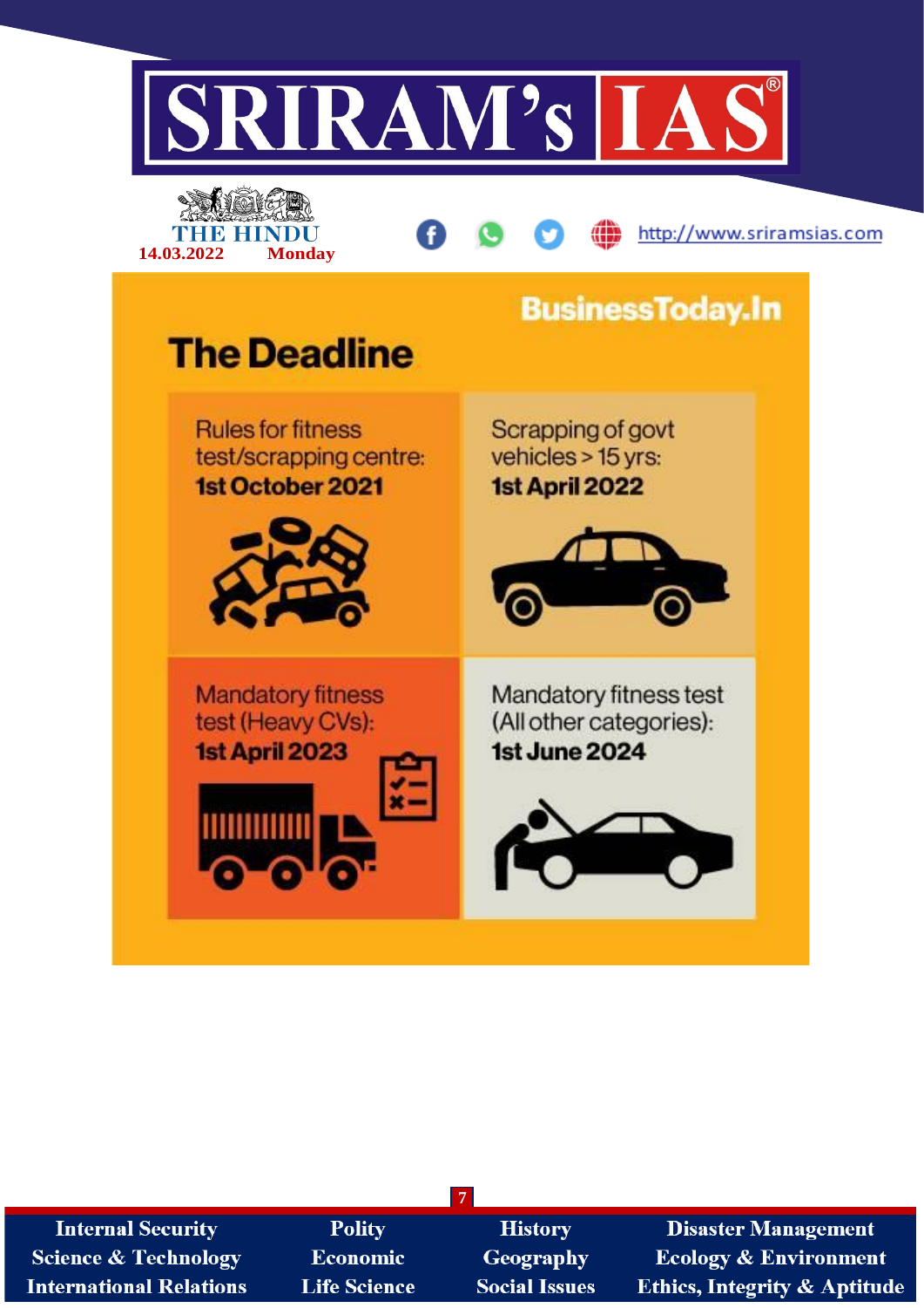BusinessToday.In

## The Deadline

- Rules for fitness test/scrapping centre: **1st October 2021**
- Scrapping of govt vehicles > 15 yrs: **1st April 2022**
- Mandatory fitness test (Heavy CVs): **1st April 2023**
- Mandatory fitness test (All other categories): **1st June 2024**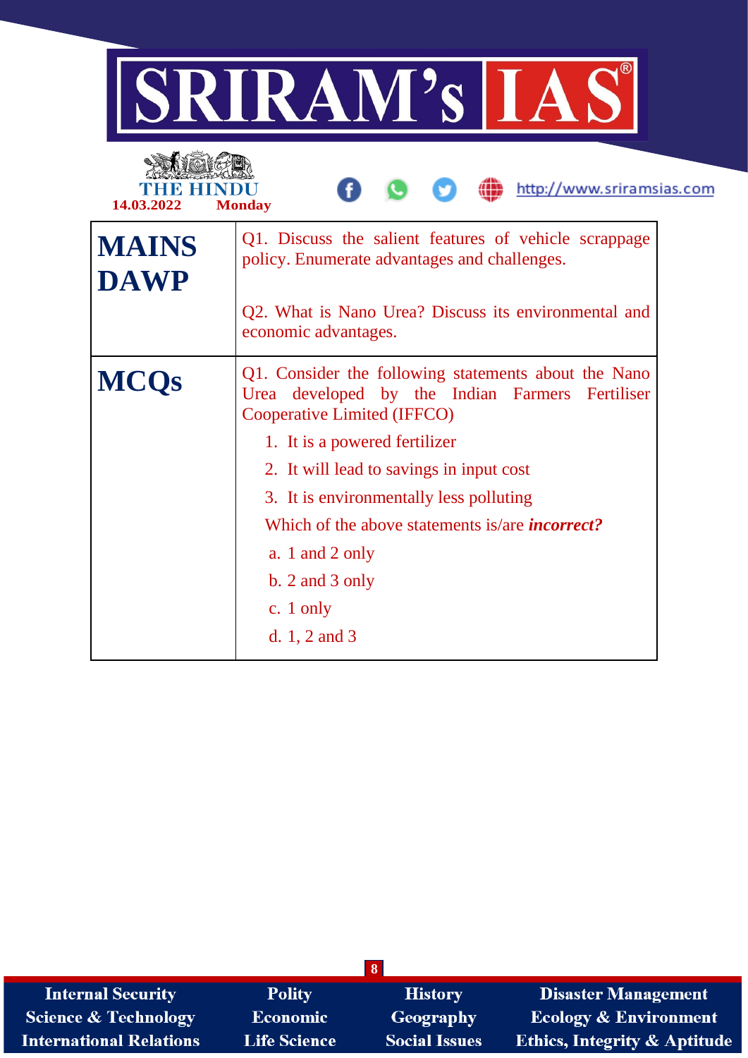THE HINDU

14.03.2022 Monday

| | |
|---|---|
| **MAINS DAWP** | Q1. Discuss the salient features of vehicle scrappage policy. Enumerate advantages and challenges.<br><br>Q2. What is Nano Urea? Discuss its environmental and economic advantages. |
| **MCQs** | Q1. Consider the following statements about the Nano Urea developed by the Indian Farmers Fertiliser Cooperative Limited (IFFCO)<br>1. It is a powered fertilizer<br>2. It will lead to savings in input cost<br>3. It is environmentally less polluting<br>Which of the above statements is/are ***incorrect?***<br>a. 1 and 2 only<br>b. 2 and 3 only<br>c. 1 only<br>d. 1, 2 and 3 |